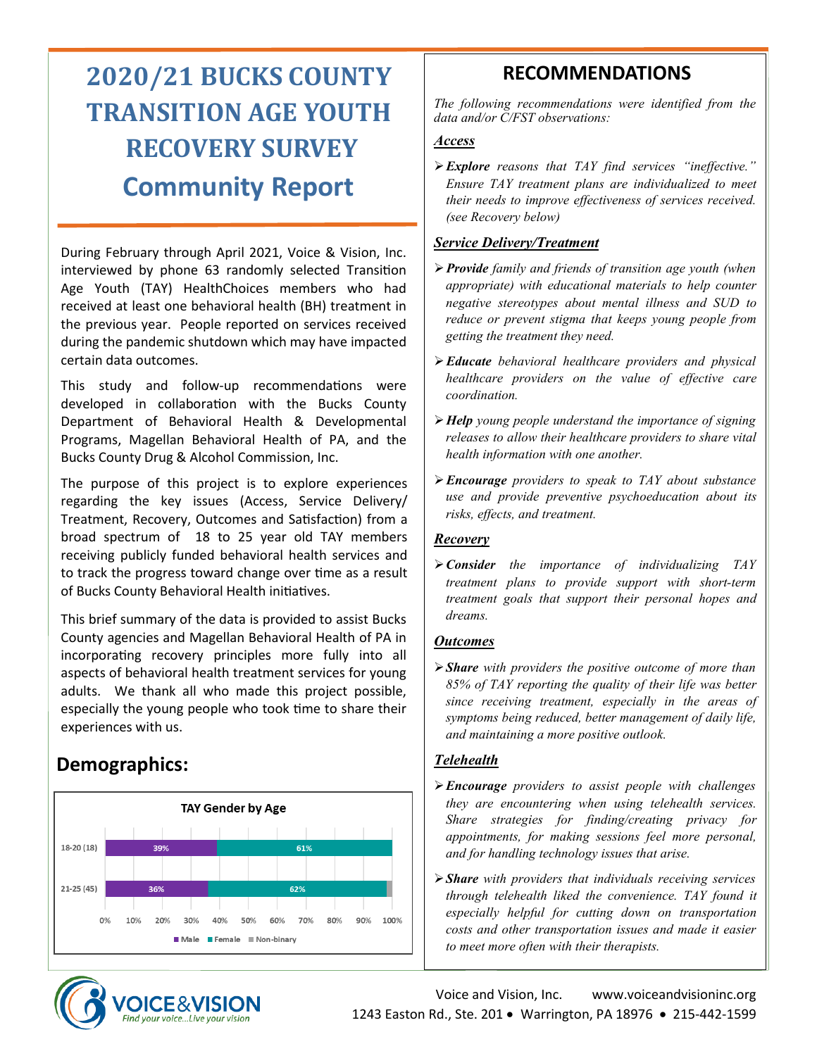# 2020/21 BUCKS COUNTY TRANSITION AGE YOUTH RECOVERY SURVEY

## Community Report

During February through April 2021, Voice & Vision, Inc. interviewed by phone 63 randomly selected Transition Age Youth (TAY) HealthChoices members who had received at least one behavioral health (BH) treatment in the previous year. People reported on services received during the pandemic shutdown which may have impacted certain data outcomes.

This study and follow-up recommendations were developed in collaboration with the Bucks County Department of Behavioral Health & Developmental Programs, Magellan Behavioral Health of PA, and the Bucks County Drug & Alcohol Commission, Inc.

The purpose of this project is to explore experiences regarding the key issues (Access, Service Delivery/ Treatment, Recovery, Outcomes and Satisfaction) from a broad spectrum of 18 to 25 year old TAY members receiving publicly funded behavioral health services and to track the progress toward change over time as a result of Bucks County Behavioral Health initiatives.

This brief summary of the data is provided to assist Bucks County agencies and Magellan Behavioral Health of PA in incorporating recovery principles more fully into all aspects of behavioral health treatment services for young adults. We thank all who made this project possible, especially the young people who took time to share their experiences with us.

## Demographics:

**TAY Gender by Age**

| Age group | Male | Female | Non-binary |
|---|---|---|---|
| 18-20 (18) | 39% | 61% | |
| 21-25 (45) | 36% | 62% | |

## RECOMMENDATIONS

*The following recommendations were identified from the data and/or C/FST observations:*

### *Access*

- ***Explore*** *reasons that TAY find services "ineffective." Ensure TAY treatment plans are individualized to meet their needs to improve effectiveness of services received. (see Recovery below)*

### *Service Delivery/Treatment*

- ***Provide*** *family and friends of transition age youth (when appropriate) with educational materials to help counter negative stereotypes about mental illness and SUD to reduce or prevent stigma that keeps young people from getting the treatment they need.*
- ***Educate*** *behavioral healthcare providers and physical healthcare providers on the value of effective care coordination.*
- ***Help*** *young people understand the importance of signing releases to allow their healthcare providers to share vital health information with one another.*
- ***Encourage*** *providers to speak to TAY about substance use and provide preventive psychoeducation about its risks, effects, and treatment.*

### *Recovery*

- ***Consider*** *the importance of individualizing TAY treatment plans to provide support with short-term treatment goals that support their personal hopes and dreams.*

### *Outcomes*

- ***Share*** *with providers the positive outcome of more than 85% of TAY reporting the quality of their life was better since receiving treatment, especially in the areas of symptoms being reduced, better management of daily life, and maintaining a more positive outlook.*

### *Telehealth*

- ***Encourage*** *providers to assist people with challenges they are encountering when using telehealth services. Share strategies for finding/creating privacy for appointments, for making sessions feel more personal, and for handling technology issues that arise.*
- ***Share*** *with providers that individuals receiving services through telehealth liked the convenience. TAY found it especially helpful for cutting down on transportation costs and other transportation issues and made it easier to meet more often with their therapists.*

VOICE&VISION — *Find your voice...Live your vision*

Voice and Vision, Inc. www.voiceandvisioninc.org
1243 Easton Rd., Ste. 201 • Warrington, PA 18976 • 215-442-1599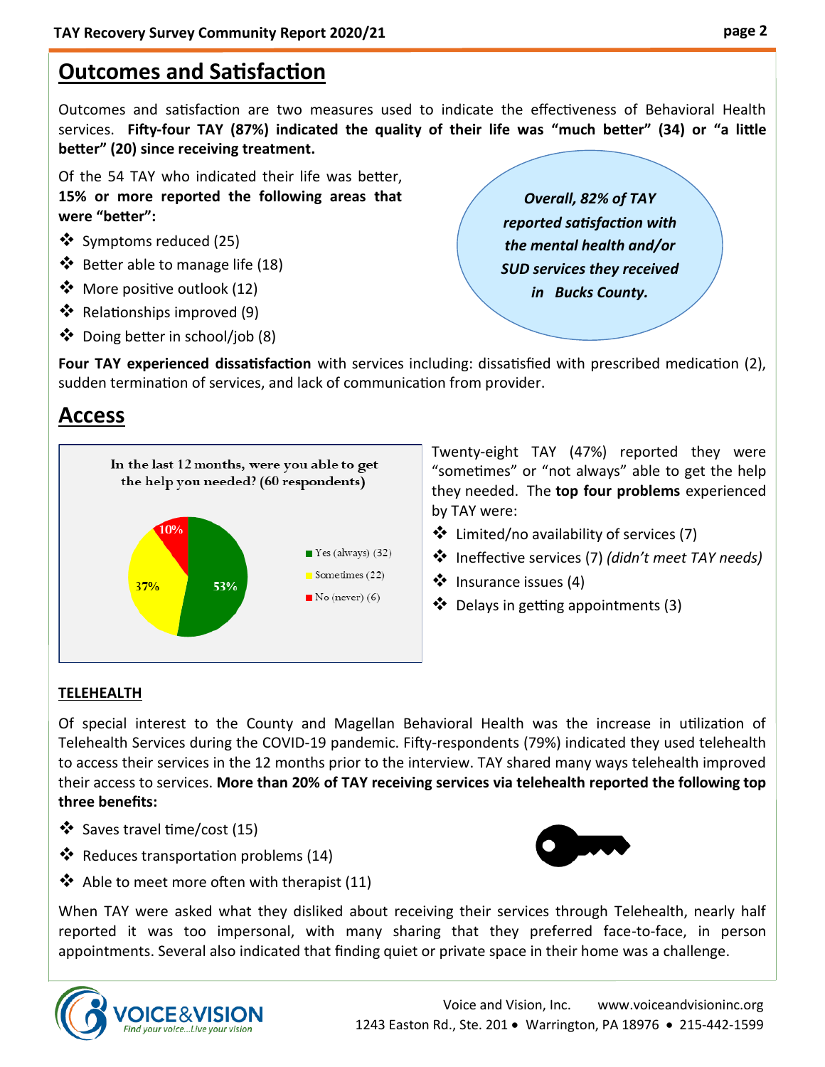## Outcomes and Satisfaction

Outcomes and satisfaction are two measures used to indicate the effectiveness of Behavioral Health services. **Fifty-four TAY (87%) indicated the quality of their life was "much better" (34) or "a little better" (20) since receiving treatment.**

Of the 54 TAY who indicated their life was better, **15% or more reported the following areas that were "better":**

- Symptoms reduced (25)
- Better able to manage life (18)
- More positive outlook (12)
- Relationships improved (9)
- Doing better in school/job (8)

***Overall, 82% of TAY reported satisfaction with the mental health and/or SUD services they received in Bucks County.***

**Four TAY experienced dissatisfaction** with services including: dissatisfied with prescribed medication (2), sudden termination of services, and lack of communication from provider.

## Access

**In the last 12 months, were you able to get the help you needed? (60 respondents)**

| Response | Count | Percent |
|---|---|---|
| Yes (always) | 32 | 53% |
| Sometimes | 22 | 37% |
| No (never) | 6 | 10% |

Twenty-eight TAY (47%) reported they were "sometimes" or "not always" able to get the help they needed. The **top four problems** experienced by TAY were:

- Limited/no availability of services (7)
- Ineffective services (7) *(didn't meet TAY needs)*
- Insurance issues (4)
- Delays in getting appointments (3)

### TELEHEALTH

Of special interest to the County and Magellan Behavioral Health was the increase in utilization of Telehealth Services during the COVID-19 pandemic. Fifty-respondents (79%) indicated they used telehealth to access their services in the 12 months prior to the interview. TAY shared many ways telehealth improved their access to services. **More than 20% of TAY receiving services via telehealth reported the following top three benefits:**

- Saves travel time/cost (15)
- Reduces transportation problems (14)
- Able to meet more often with therapist (11)

When TAY were asked what they disliked about receiving their services through Telehealth, nearly half reported it was too impersonal, with many sharing that they preferred face-to-face, in person appointments. Several also indicated that finding quiet or private space in their home was a challenge.

VOICE&VISION *Find your voice...Live your vision*

Voice and Vision, Inc. www.voiceandvisioninc.org
1243 Easton Rd., Ste. 201 • Warrington, PA 18976 • 215-442-1599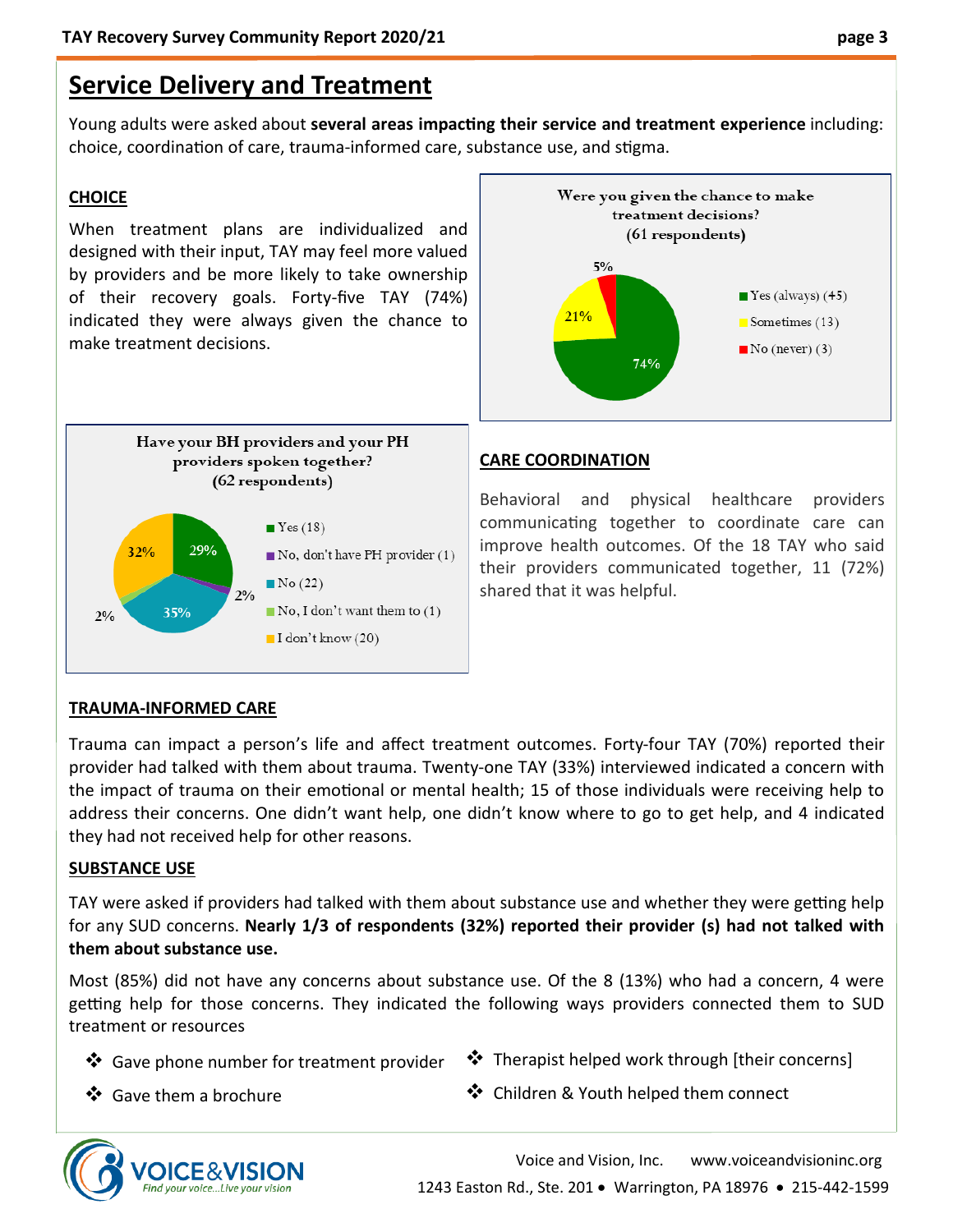# Service Delivery and Treatment

Young adults were asked about **several areas impacting their service and treatment experience** including: choice, coordination of care, trauma-informed care, substance use, and stigma.

## CHOICE

When treatment plans are individualized and designed with their input, TAY may feel more valued by providers and be more likely to take ownership of their recovery goals. Forty-five TAY (74%) indicated they were always given the chance to make treatment decisions.

**Were you given the chance to make treatment decisions? (61 respondents)**

| Response | Percent |
|---|---|
| Yes (always) (45) | 74% |
| Sometimes (13) | 21% |
| No (never) (3) | 5% |

**Have your BH providers and your PH providers spoken together? (62 respondents)**

| Response | Percent |
|---|---|
| Yes (18) | 29% |
| No, don't have PH provider (1) | 2% |
| No (22) | 35% |
| No, I don't want them to (1) | 2% |
| I don't know (20) | 32% |

## CARE COORDINATION

Behavioral and physical healthcare providers communicating together to coordinate care can improve health outcomes. Of the 18 TAY who said their providers communicated together, 11 (72%) shared that it was helpful.

## TRAUMA-INFORMED CARE

Trauma can impact a person's life and affect treatment outcomes. Forty-four TAY (70%) reported their provider had talked with them about trauma. Twenty-one TAY (33%) interviewed indicated a concern with the impact of trauma on their emotional or mental health; 15 of those individuals were receiving help to address their concerns. One didn't want help, one didn't know where to go to get help, and 4 indicated they had not received help for other reasons.

## SUBSTANCE USE

TAY were asked if providers had talked with them about substance use and whether they were getting help for any SUD concerns. **Nearly 1/3 of respondents (32%) reported their provider (s) had not talked with them about substance use.**

Most (85%) did not have any concerns about substance use. Of the 8 (13%) who had a concern, 4 were getting help for those concerns. They indicated the following ways providers connected them to SUD treatment or resources

- Gave phone number for treatment provider
- Gave them a brochure
- Therapist helped work through [their concerns]
- Children & Youth helped them connect

VOICE&VISION — Find your voice...Live your vision

Voice and Vision, Inc. www.voiceandvisioninc.org
1243 Easton Rd., Ste. 201 • Warrington, PA 18976 • 215-442-1599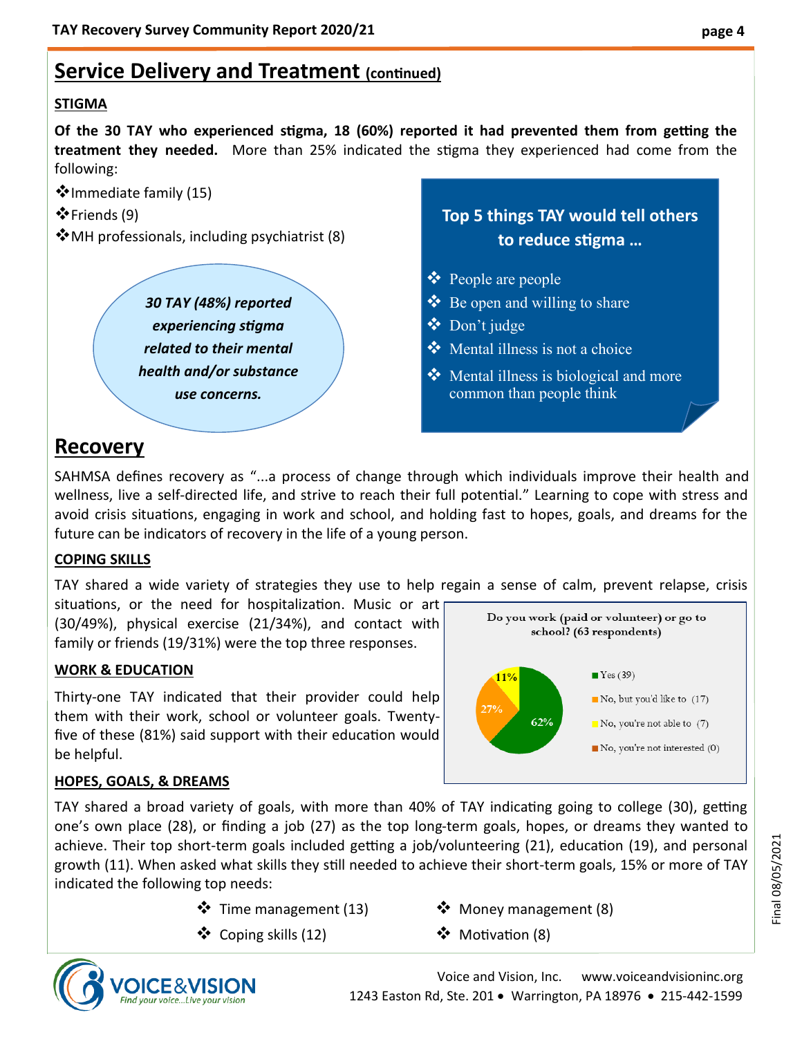## Service Delivery and Treatment (continued)

### STIGMA

**Of the 30 TAY who experienced stigma, 18 (60%) reported it had prevented them from getting the treatment they needed.** More than 25% indicated the stigma they experienced had come from the following:

- Immediate family (15)
- Friends (9)
- MH professionals, including psychiatrist (8)

***30 TAY (48%) reported experiencing stigma related to their mental health and/or substance use concerns.***

**Top 5 things TAY would tell others to reduce stigma …**

- People are people
- Be open and willing to share
- Don't judge
- Mental illness is not a choice
- Mental illness is biological and more common than people think

## Recovery

SAHMSA defines recovery as "...a process of change through which individuals improve their health and wellness, live a self-directed life, and strive to reach their full potential." Learning to cope with stress and avoid crisis situations, engaging in work and school, and holding fast to hopes, goals, and dreams for the future can be indicators of recovery in the life of a young person.

### COPING SKILLS

TAY shared a wide variety of strategies they use to help regain a sense of calm, prevent relapse, crisis situations, or the need for hospitalization. Music or art (30/49%), physical exercise (21/34%), and contact with family or friends (19/31%) were the top three responses.

### WORK & EDUCATION

Thirty-one TAY indicated that their provider could help them with their work, school or volunteer goals. Twenty-five of these (81%) said support with their education would be helpful.

Do you work (paid or volunteer) or go to school? (63 respondents)

62%
27%
11%
Yes (39)
No, but you'd like to (17)
No, you're not able to (7)
No, you're not interested (0)

### HOPES, GOALS, & DREAMS

TAY shared a broad variety of goals, with more than 40% of TAY indicating going to college (30), getting one's own place (28), or finding a job (27) as the top long-term goals, hopes, or dreams they wanted to achieve. Their top short-term goals included getting a job/volunteering (21), education (19), and personal growth (11). When asked what skills they still needed to achieve their short-term goals, 15% or more of TAY indicated the following top needs:

- Time management (13)
- Coping skills (12)
- Money management (8)
- Motivation (8)

VOICE&VISION
Find your voice...Live your vision

Voice and Vision, Inc. www.voiceandvisioninc.org
1243 Easton Rd, Ste. 201 • Warrington, PA 18976 • 215-442-1599